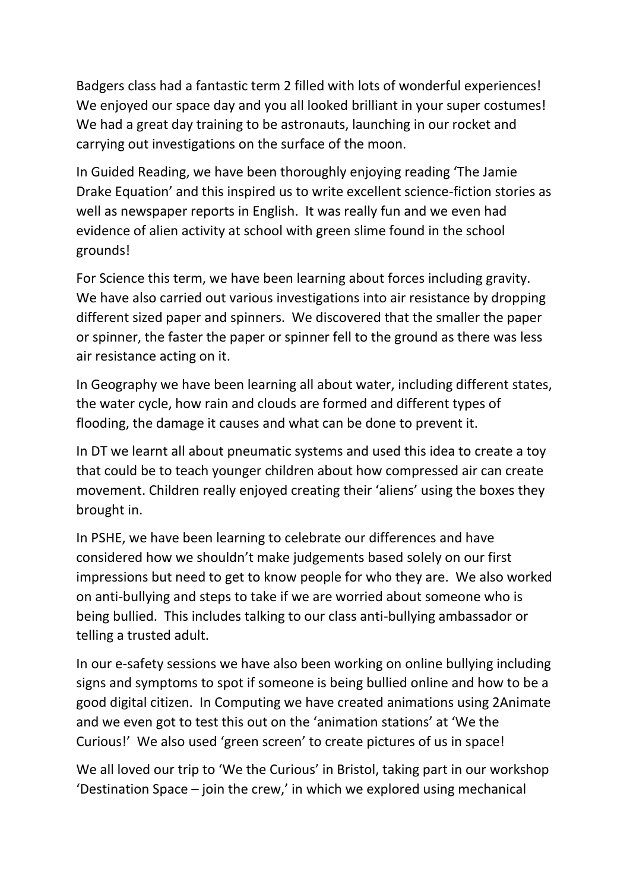Badgers class had a fantastic term 2 filled with lots of wonderful experiences! We enjoyed our space day and you all looked brilliant in your super costumes! We had a great day training to be astronauts, launching in our rocket and carrying out investigations on the surface of the moon.

In Guided Reading, we have been thoroughly enjoying reading 'The Jamie Drake Equation' and this inspired us to write excellent science-fiction stories as well as newspaper reports in English. It was really fun and we even had evidence of alien activity at school with green slime found in the school grounds!

For Science this term, we have been learning about forces including gravity. We have also carried out various investigations into air resistance by dropping different sized paper and spinners. We discovered that the smaller the paper or spinner, the faster the paper or spinner fell to the ground as there was less air resistance acting on it.

In Geography we have been learning all about water, including different states, the water cycle, how rain and clouds are formed and different types of flooding, the damage it causes and what can be done to prevent it.

In DT we learnt all about pneumatic systems and used this idea to create a toy that could be to teach younger children about how compressed air can create movement. Children really enjoyed creating their 'aliens' using the boxes they brought in.

In PSHE, we have been learning to celebrate our differences and have considered how we shouldn't make judgements based solely on our first impressions but need to get to know people for who they are. We also worked on anti-bullying and steps to take if we are worried about someone who is being bullied. This includes talking to our class anti-bullying ambassador or telling a trusted adult.

In our e-safety sessions we have also been working on online bullying including signs and symptoms to spot if someone is being bullied online and how to be a good digital citizen. In Computing we have created animations using 2Animate and we even got to test this out on the 'animation stations' at 'We the Curious!' We also used 'green screen' to create pictures of us in space!

We all loved our trip to 'We the Curious' in Bristol, taking part in our workshop 'Destination Space – join the crew,' in which we explored using mechanical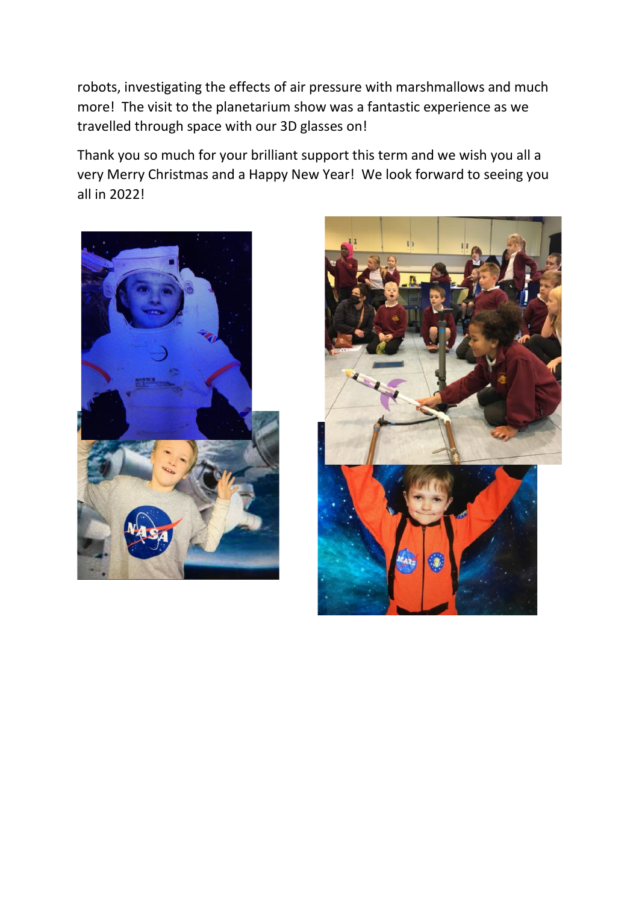robots, investigating the effects of air pressure with marshmallows and much more! The visit to the planetarium show was a fantastic experience as we travelled through space with our 3D glasses on!

Thank you so much for your brilliant support this term and we wish you all a very Merry Christmas and a Happy New Year! We look forward to seeing you all in 2022!